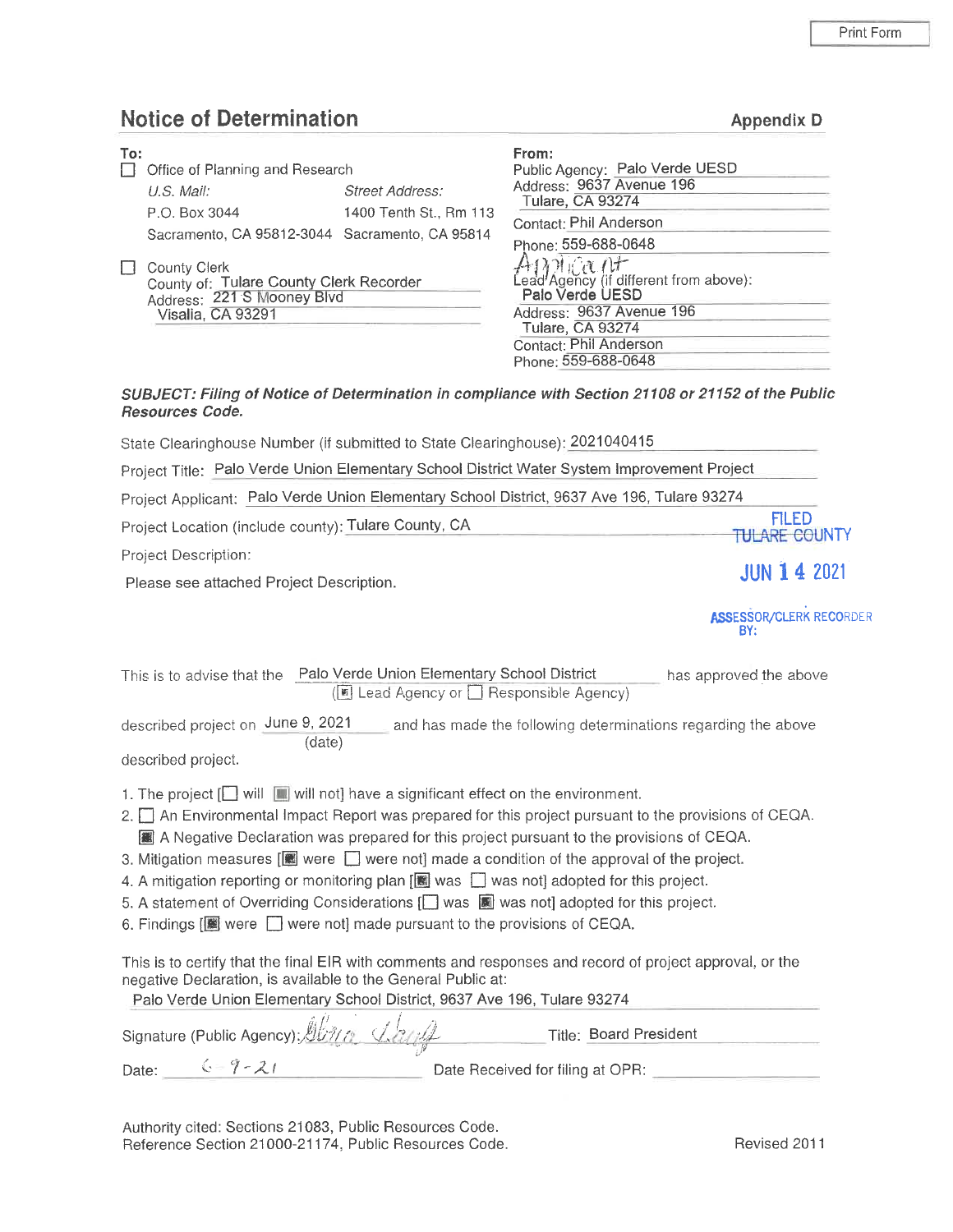Print Form

# Notice of Determination

**Appendix D**

**To:**

☐ Office of Planning and Research

*U.S. Mail:* P.O. Box 3044, Sacramento, CA 95812-3044

*Street Address:* 1400 Tenth St., Rm 113, Sacramento, CA 95814

☐ County Clerk
County of: Tulare County Clerk Recorder
Address: 221 S Mooney Blvd
Visalia, CA 93291

**From:**

Public Agency: Palo Verde UESD
Address: 9637 Avenue 196
Tulare, CA 93274
Contact: Phil Anderson
Phone: 559-688-0648

Applicant
Lead Agency (if different from above):
Palo Verde UESD
Address: 9637 Avenue 196
Tulare, CA 93274
Contact: Phil Anderson
Phone: 559-688-0648

***SUBJECT: Filing of Notice of Determination in compliance with Section 21108 or 21152 of the Public Resources Code.***

State Clearinghouse Number (if submitted to State Clearinghouse): 2021040415

Project Title: Palo Verde Union Elementary School District Water System Improvement Project

Project Applicant: Palo Verde Union Elementary School District, 9637 Ave 196, Tulare 93274

Project Location (include county): Tulare County, CA

FILED
TULARE COUNTY
JUN 14 2021
ASSESSOR/CLERK RECORDER
BY:

Project Description:

Please see attached Project Description.

This is to advise that the Palo Verde Union Elementary School District (☒ Lead Agency or ☐ Responsible Agency) has approved the above described project on June 9, 2021 (date) and has made the following determinations regarding the above described project.

1. The project [☐ will ☒ will not] have a significant effect on the environment.
2. ☐ An Environmental Impact Report was prepared for this project pursuant to the provisions of CEQA.
   ☒ A Negative Declaration was prepared for this project pursuant to the provisions of CEQA.
3. Mitigation measures [☒ were ☐ were not] made a condition of the approval of the project.
4. A mitigation reporting or monitoring plan [☒ was ☐ was not] adopted for this project.
5. A statement of Overriding Considerations [☐ was ☒ was not] adopted for this project.
6. Findings [☒ were ☐ were not] made pursuant to the provisions of CEQA.

This is to certify that the final EIR with comments and responses and record of project approval, or the negative Declaration, is available to the General Public at:

Palo Verde Union Elementary School District, 9637 Ave 196, Tulare 93274

Signature (Public Agency): [signature] Title: Board President

Date: 6-9-21 Date Received for filing at OPR: ______________

Authority cited: Sections 21083, Public Resources Code.
Reference Section 21000-21174, Public Resources Code.

Revised 2011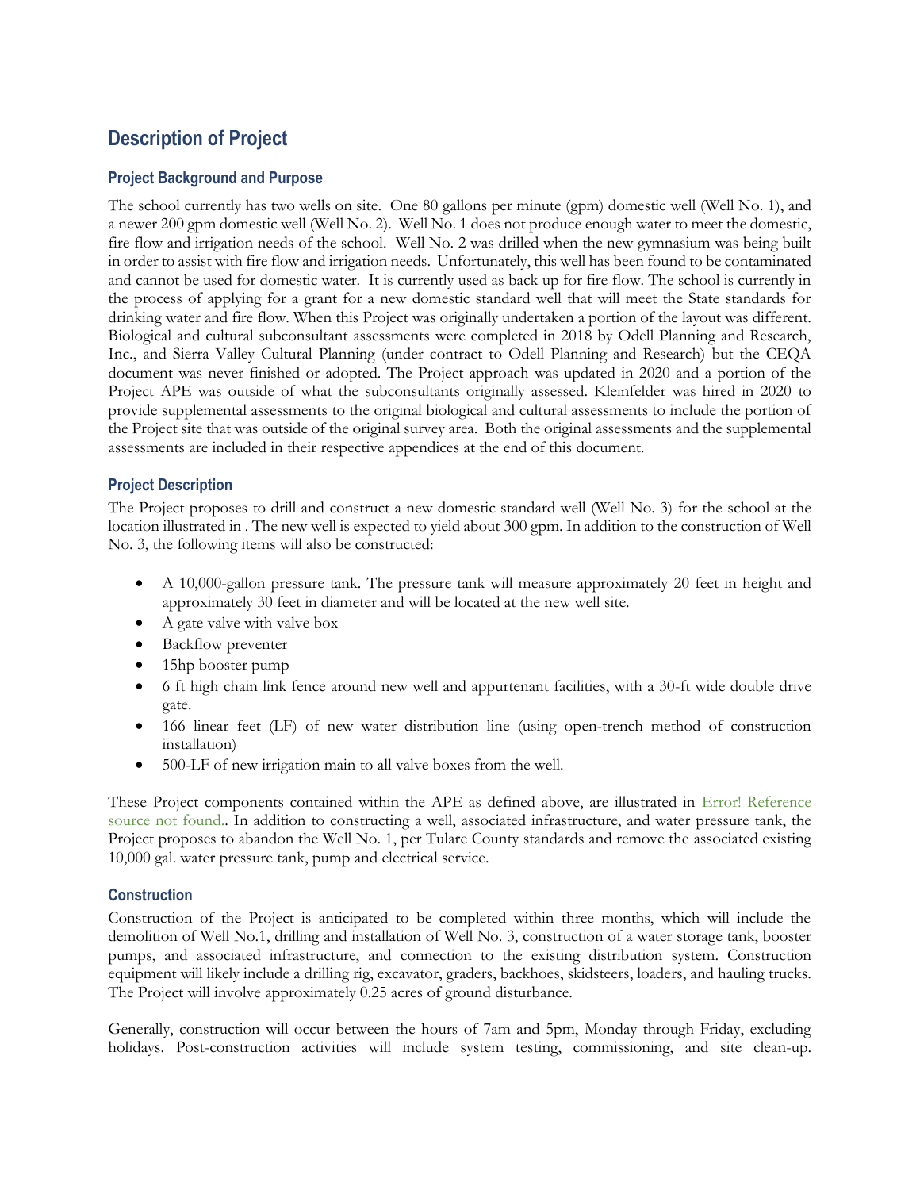## Description of Project

### Project Background and Purpose

The school currently has two wells on site. One 80 gallons per minute (gpm) domestic well (Well No. 1), and a newer 200 gpm domestic well (Well No. 2). Well No. 1 does not produce enough water to meet the domestic, fire flow and irrigation needs of the school. Well No. 2 was drilled when the new gymnasium was being built in order to assist with fire flow and irrigation needs. Unfortunately, this well has been found to be contaminated and cannot be used for domestic water. It is currently used as back up for fire flow. The school is currently in the process of applying for a grant for a new domestic standard well that will meet the State standards for drinking water and fire flow. When this Project was originally undertaken a portion of the layout was different. Biological and cultural subconsultant assessments were completed in 2018 by Odell Planning and Research, Inc., and Sierra Valley Cultural Planning (under contract to Odell Planning and Research) but the CEQA document was never finished or adopted. The Project approach was updated in 2020 and a portion of the Project APE was outside of what the subconsultants originally assessed. Kleinfelder was hired in 2020 to provide supplemental assessments to the original biological and cultural assessments to include the portion of the Project site that was outside of the original survey area. Both the original assessments and the supplemental assessments are included in their respective appendices at the end of this document.

### Project Description

The Project proposes to drill and construct a new domestic standard well (Well No. 3) for the school at the location illustrated in . The new well is expected to yield about 300 gpm. In addition to the construction of Well No. 3, the following items will also be constructed:

- A 10,000-gallon pressure tank. The pressure tank will measure approximately 20 feet in height and approximately 30 feet in diameter and will be located at the new well site.
- A gate valve with valve box
- Backflow preventer
- 15hp booster pump
- 6 ft high chain link fence around new well and appurtenant facilities, with a 30-ft wide double drive gate.
- 166 linear feet (LF) of new water distribution line (using open-trench method of construction installation)
- 500-LF of new irrigation main to all valve boxes from the well.

These Project components contained within the APE as defined above, are illustrated in Error! Reference source not found.. In addition to constructing a well, associated infrastructure, and water pressure tank, the Project proposes to abandon the Well No. 1, per Tulare County standards and remove the associated existing 10,000 gal. water pressure tank, pump and electrical service.

### Construction

Construction of the Project is anticipated to be completed within three months, which will include the demolition of Well No.1, drilling and installation of Well No. 3, construction of a water storage tank, booster pumps, and associated infrastructure, and connection to the existing distribution system. Construction equipment will likely include a drilling rig, excavator, graders, backhoes, skidsteers, loaders, and hauling trucks. The Project will involve approximately 0.25 acres of ground disturbance.

Generally, construction will occur between the hours of 7am and 5pm, Monday through Friday, excluding holidays. Post-construction activities will include system testing, commissioning, and site clean-up.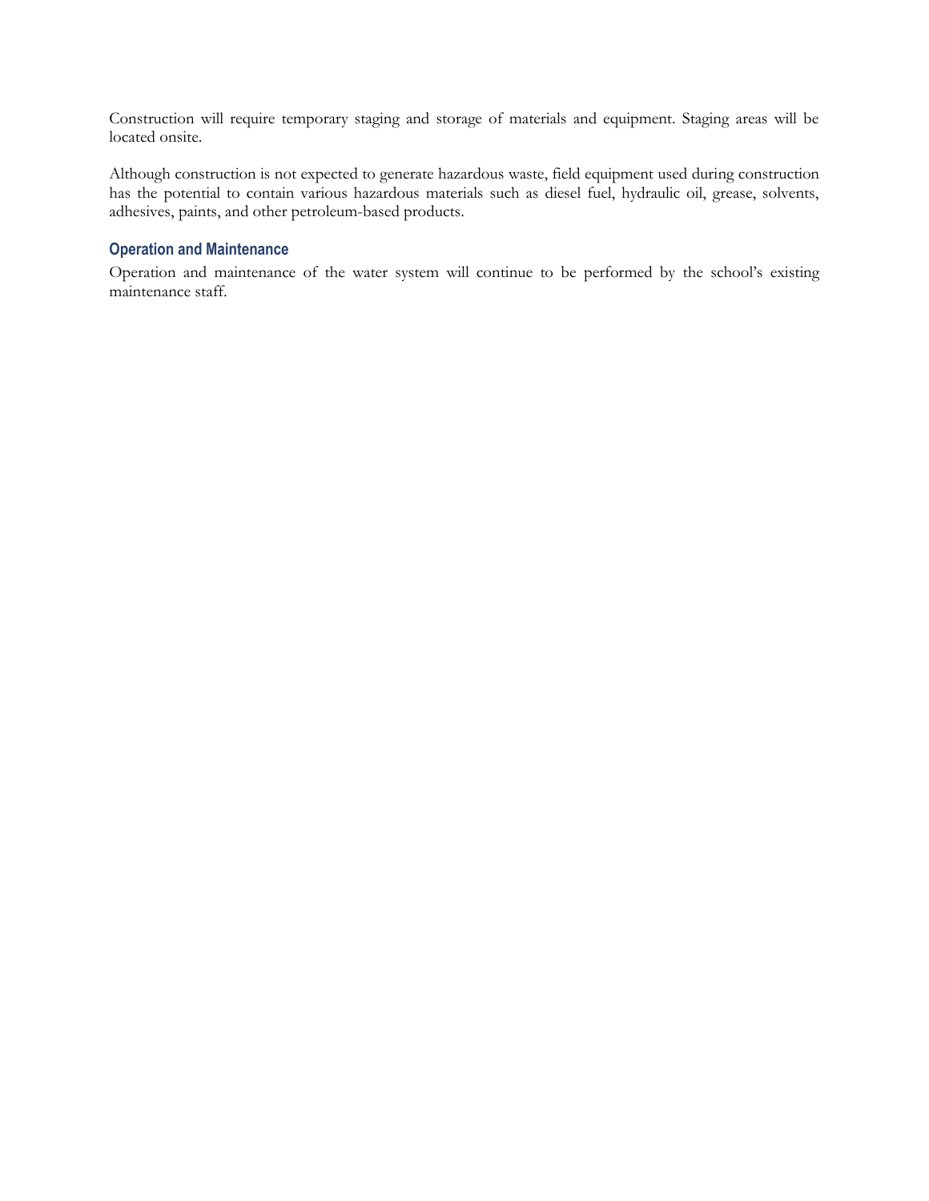Construction will require temporary staging and storage of materials and equipment. Staging areas will be located onsite.

Although construction is not expected to generate hazardous waste, field equipment used during construction has the potential to contain various hazardous materials such as diesel fuel, hydraulic oil, grease, solvents, adhesives, paints, and other petroleum-based products.

### Operation and Maintenance

Operation and maintenance of the water system will continue to be performed by the school's existing maintenance staff.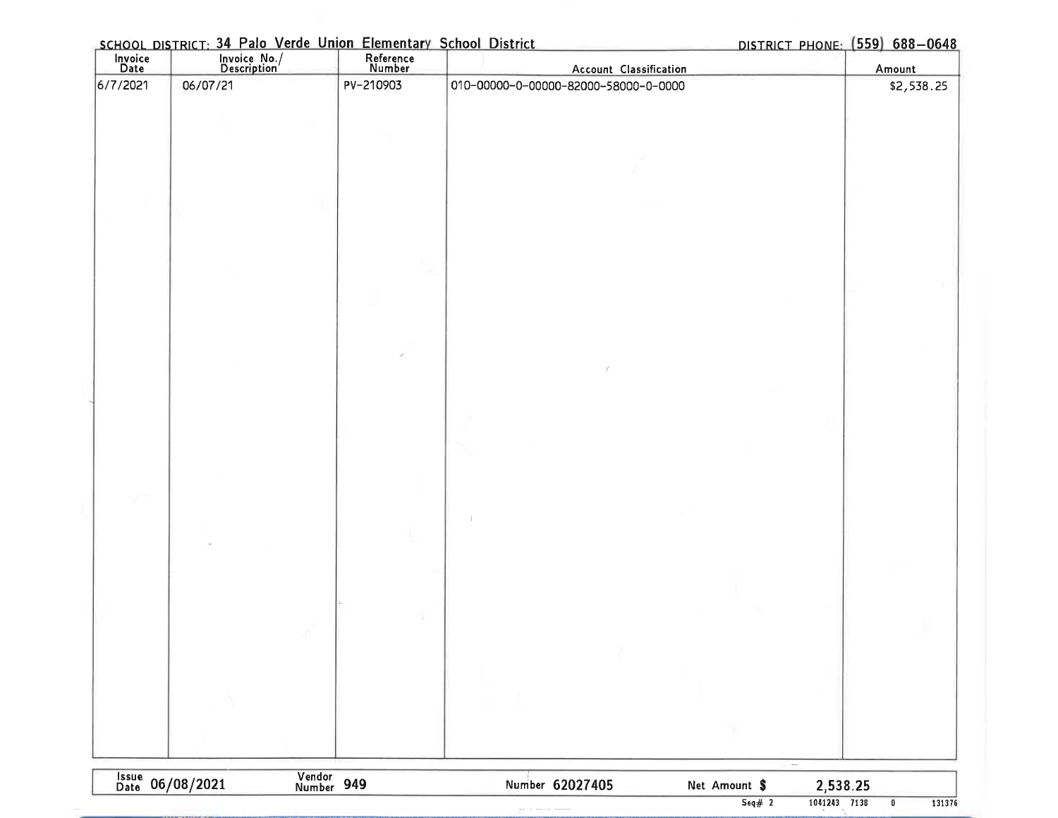SCHOOL DISTRICT: 34 Palo Verde Union Elementary School District

DISTRICT PHONE: (559) 688–0648

| Invoice Date | Invoice No./ Description | Reference Number | Account Classification | Amount |
|---|---|---|---|---|
| 6/7/2021 | 06/07/21 | PV-210903 | 010-00000-0-00000-82000-58000-0-0000 | $2,538.25 |

| | | | | | | | |
|---|---|---|---|---|---|---|---|
| Issue Date | 06/08/2021 | Vendor Number | 949 | Number | 62027405 | Net Amount $ | 2,538.25 |

Seq# 2 1041243 7138 0 131376